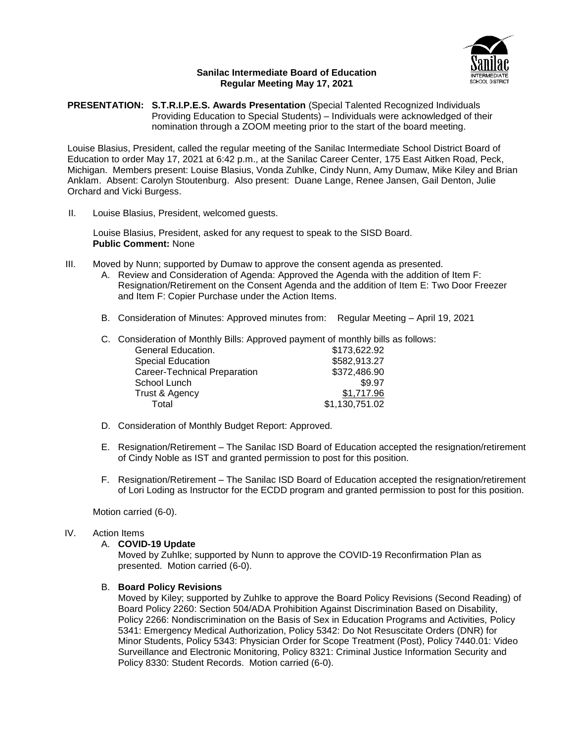**Sanilac Intermediate Board of Education**
**Regular Meeting May 17, 2021**

**PRESENTATION: S.T.R.I.P.E.S. Awards Presentation** (Special Talented Recognized Individuals Providing Education to Special Students) – Individuals were acknowledged of their nomination through a ZOOM meeting prior to the start of the board meeting.

Louise Blasius, President, called the regular meeting of the Sanilac Intermediate School District Board of Education to order May 17, 2021 at 6:42 p.m., at the Sanilac Career Center, 175 East Aitken Road, Peck, Michigan. Members present: Louise Blasius, Vonda Zuhlke, Cindy Nunn, Amy Dumaw, Mike Kiley and Brian Anklam. Absent: Carolyn Stoutenburg. Also present: Duane Lange, Renee Jansen, Gail Denton, Julie Orchard and Vicki Burgess.

II. Louise Blasius, President, welcomed guests.

Louise Blasius, President, asked for any request to speak to the SISD Board.
**Public Comment:** None

III. Moved by Nunn; supported by Dumaw to approve the consent agenda as presented.

A. Review and Consideration of Agenda: Approved the Agenda with the addition of Item F: Resignation/Retirement on the Consent Agenda and the addition of Item E: Two Door Freezer and Item F: Copier Purchase under the Action Items.

B. Consideration of Minutes: Approved minutes from: Regular Meeting – April 19, 2021

C. Consideration of Monthly Bills: Approved payment of monthly bills as follows:

| | |
|---|---|
| General Education. | \$173,622.92 |
| Special Education | \$582,913.27 |
| Career-Technical Preparation | \$372,486.90 |
| School Lunch | \$9.97 |
| Trust & Agency | \$1,717.96 |
| Total | \$1,130,751.02 |

D. Consideration of Monthly Budget Report: Approved.

E. Resignation/Retirement – The Sanilac ISD Board of Education accepted the resignation/retirement of Cindy Noble as IST and granted permission to post for this position.

F. Resignation/Retirement – The Sanilac ISD Board of Education accepted the resignation/retirement of Lori Loding as Instructor for the ECDD program and granted permission to post for this position.

Motion carried (6-0).

IV. Action Items

A. **COVID-19 Update**

Moved by Zuhlke; supported by Nunn to approve the COVID-19 Reconfirmation Plan as presented. Motion carried (6-0).

B. **Board Policy Revisions**

Moved by Kiley; supported by Zuhlke to approve the Board Policy Revisions (Second Reading) of Board Policy 2260: Section 504/ADA Prohibition Against Discrimination Based on Disability, Policy 2266: Nondiscrimination on the Basis of Sex in Education Programs and Activities, Policy 5341: Emergency Medical Authorization, Policy 5342: Do Not Resuscitate Orders (DNR) for Minor Students, Policy 5343: Physician Order for Scope Treatment (Post), Policy 7440.01: Video Surveillance and Electronic Monitoring, Policy 8321: Criminal Justice Information Security and Policy 8330: Student Records. Motion carried (6-0).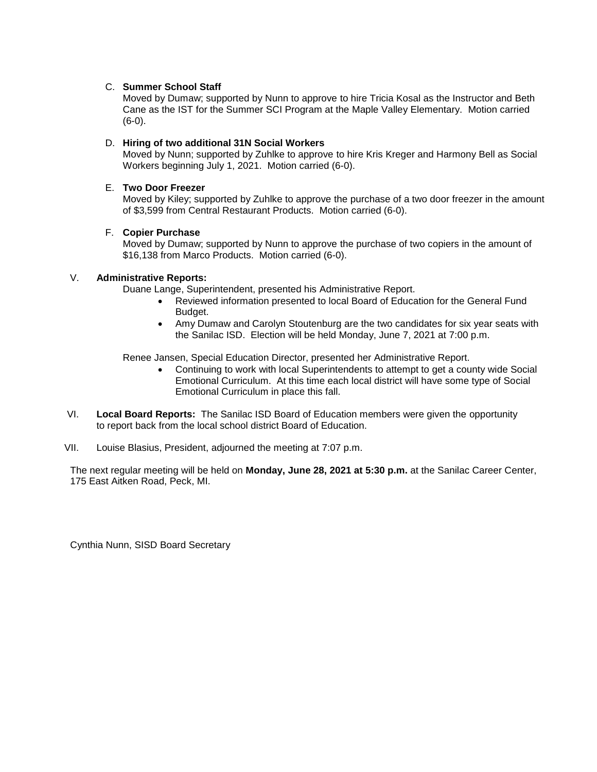C. **Summer School Staff**
Moved by Dumaw; supported by Nunn to approve to hire Tricia Kosal as the Instructor and Beth Cane as the IST for the Summer SCI Program at the Maple Valley Elementary. Motion carried (6-0).

D. **Hiring of two additional 31N Social Workers**
Moved by Nunn; supported by Zuhlke to approve to hire Kris Kreger and Harmony Bell as Social Workers beginning July 1, 2021. Motion carried (6-0).

E. **Two Door Freezer**
Moved by Kiley; supported by Zuhlke to approve the purchase of a two door freezer in the amount of $3,599 from Central Restaurant Products. Motion carried (6-0).

F. **Copier Purchase**
Moved by Dumaw; supported by Nunn to approve the purchase of two copiers in the amount of $16,138 from Marco Products. Motion carried (6-0).

V. **Administrative Reports:**

Duane Lange, Superintendent, presented his Administrative Report.

- Reviewed information presented to local Board of Education for the General Fund Budget.
- Amy Dumaw and Carolyn Stoutenburg are the two candidates for six year seats with the Sanilac ISD. Election will be held Monday, June 7, 2021 at 7:00 p.m.

Renee Jansen, Special Education Director, presented her Administrative Report.

- Continuing to work with local Superintendents to attempt to get a county wide Social Emotional Curriculum. At this time each local district will have some type of Social Emotional Curriculum in place this fall.

VI. **Local Board Reports:** The Sanilac ISD Board of Education members were given the opportunity to report back from the local school district Board of Education.

VII. Louise Blasius, President, adjourned the meeting at 7:07 p.m.

The next regular meeting will be held on **Monday, June 28, 2021 at 5:30 p.m.** at the Sanilac Career Center, 175 East Aitken Road, Peck, MI.

Cynthia Nunn, SISD Board Secretary